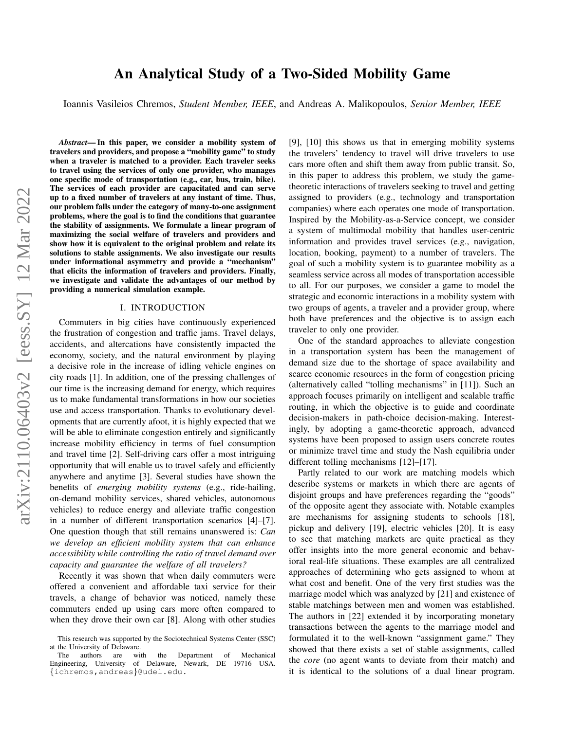# An Analytical Study of a Two-Sided Mobility Game

Ioannis Vasileios Chremos, *Student Member, IEEE*, and Andreas A. Malikopoulos, *Senior Member, IEEE*

***Abstract*— In this paper, we consider a mobility system of travelers and providers, and propose a "mobility game" to study when a traveler is matched to a provider. Each traveler seeks to travel using the services of only one provider, who manages one specific mode of transportation (e.g., car, bus, train, bike). The services of each provider are capacitated and can serve up to a fixed number of travelers at any instant of time. Thus, our problem falls under the category of many-to-one assignment problems, where the goal is to find the conditions that guarantee the stability of assignments. We formulate a linear program of maximizing the social welfare of travelers and providers and show how it is equivalent to the original problem and relate its solutions to stable assignments. We also investigate our results under informational asymmetry and provide a "mechanism" that elicits the information of travelers and providers. Finally, we investigate and validate the advantages of our method by providing a numerical simulation example.**

## I. INTRODUCTION

Commuters in big cities have continuously experienced the frustration of congestion and traffic jams. Travel delays, accidents, and altercations have consistently impacted the economy, society, and the natural environment by playing a decisive role in the increase of idling vehicle engines on city roads [1]. In addition, one of the pressing challenges of our time is the increasing demand for energy, which requires us to make fundamental transformations in how our societies use and access transportation. Thanks to evolutionary developments that are currently afoot, it is highly expected that we will be able to eliminate congestion entirely and significantly increase mobility efficiency in terms of fuel consumption and travel time [2]. Self-driving cars offer a most intriguing opportunity that will enable us to travel safely and efficiently anywhere and anytime [3]. Several studies have shown the benefits of *emerging mobility systems* (e.g., ride-hailing, on-demand mobility services, shared vehicles, autonomous vehicles) to reduce energy and alleviate traffic congestion in a number of different transportation scenarios [4]–[7]. One question though that still remains unanswered is: *Can we develop an efficient mobility system that can enhance accessibility while controlling the ratio of travel demand over capacity and guarantee the welfare of all travelers?*

Recently it was shown that when daily commuters were offered a convenient and affordable taxi service for their travels, a change of behavior was noticed, namely these commuters ended up using cars more often compared to when they drove their own car [8]. Along with other studies [9], [10] this shows us that in emerging mobility systems the travelers' tendency to travel will drive travelers to use cars more often and shift them away from public transit. So, in this paper to address this problem, we study the game-theoretic interactions of travelers seeking to travel and getting assigned to providers (e.g., technology and transportation companies) where each operates one mode of transportation. Inspired by the Mobility-as-a-Service concept, we consider a system of multimodal mobility that handles user-centric information and provides travel services (e.g., navigation, location, booking, payment) to a number of travelers. The goal of such a mobility system is to guarantee mobility as a seamless service across all modes of transportation accessible to all. For our purposes, we consider a game to model the strategic and economic interactions in a mobility system with two groups of agents, a traveler and a provider group, where both have preferences and the objective is to assign each traveler to only one provider.

One of the standard approaches to alleviate congestion in a transportation system has been the management of demand size due to the shortage of space availability and scarce economic resources in the form of congestion pricing (alternatively called "tolling mechanisms" in [11]). Such an approach focuses primarily on intelligent and scalable traffic routing, in which the objective is to guide and coordinate decision-makers in path-choice decision-making. Interestingly, by adopting a game-theoretic approach, advanced systems have been proposed to assign users concrete routes or minimize travel time and study the Nash equilibria under different tolling mechanisms [12]–[17].

Partly related to our work are matching models which describe systems or markets in which there are agents of disjoint groups and have preferences regarding the "goods" of the opposite agent they associate with. Notable examples are mechanisms for assigning students to schools [18], pickup and delivery [19], electric vehicles [20]. It is easy to see that matching markets are quite practical as they offer insights into the more general economic and behavioral real-life situations. These examples are all centralized approaches of determining who gets assigned to whom at what cost and benefit. One of the very first studies was the marriage model which was analyzed by [21] and existence of stable matchings between men and women was established. The authors in [22] extended it by incorporating monetary transactions between the agents to the marriage model and formulated it to the well-known "assignment game." They showed that there exists a set of stable assignments, called the *core* (no agent wants to deviate from their match) and it is identical to the solutions of a dual linear program.

This research was supported by the Sociotechnical Systems Center (SSC) at the University of Delaware.

The authors are with the Department of Mechanical Engineering, University of Delaware, Newark, DE 19716 USA. {ichremos,andreas}@udel.edu.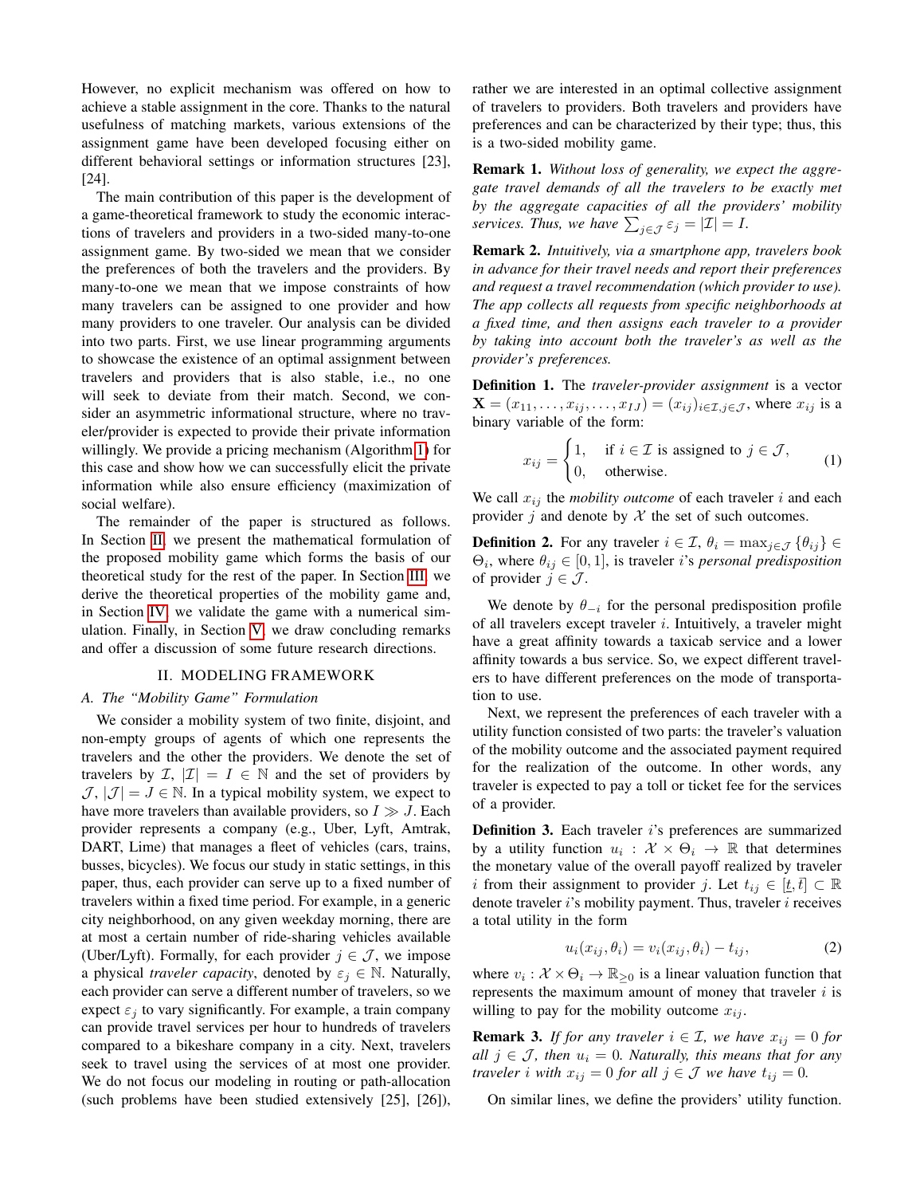However, no explicit mechanism was offered on how to achieve a stable assignment in the core. Thanks to the natural usefulness of matching markets, various extensions of the assignment game have been developed focusing either on different behavioral settings or information structures [23], [24].

The main contribution of this paper is the development of a game-theoretical framework to study the economic interactions of travelers and providers in a two-sided many-to-one assignment game. By two-sided we mean that we consider the preferences of both the travelers and the providers. By many-to-one we mean that we impose constraints of how many travelers can be assigned to one provider and how many providers to one traveler. Our analysis can be divided into two parts. First, we use linear programming arguments to showcase the existence of an optimal assignment between travelers and providers that is also stable, i.e., no one will seek to deviate from their match. Second, we consider an asymmetric informational structure, where no traveler/provider is expected to provide their private information willingly. We provide a pricing mechanism (Algorithm 1) for this case and show how we can successfully elicit the private information while also ensure efficiency (maximization of social welfare).

The remainder of the paper is structured as follows. In Section II, we present the mathematical formulation of the proposed mobility game which forms the basis of our theoretical study for the rest of the paper. In Section III, we derive the theoretical properties of the mobility game and, in Section IV, we validate the game with a numerical simulation. Finally, in Section V, we draw concluding remarks and offer a discussion of some future research directions.

## II. MODELING FRAMEWORK

### A. The "Mobility Game" Formulation

We consider a mobility system of two finite, disjoint, and non-empty groups of agents of which one represents the travelers and the other the providers. We denote the set of travelers by $\mathcal{I}$, $|\mathcal{I}| = I \in \mathbb{N}$ and the set of providers by $\mathcal{J}$, $|\mathcal{J}| = J \in \mathbb{N}$. In a typical mobility system, we expect to have more travelers than available providers, so $I \gg J$. Each provider represents a company (e.g., Uber, Lyft, Amtrak, DART, Lime) that manages a fleet of vehicles (cars, trains, busses, bicycles). We focus our study in static settings, in this paper, thus, each provider can serve up to a fixed number of travelers within a fixed time period. For example, in a generic city neighborhood, on any given weekday morning, there are at most a certain number of ride-sharing vehicles available (Uber/Lyft). Formally, for each provider $j \in \mathcal{J}$, we impose a physical *traveler capacity*, denoted by $\varepsilon_j \in \mathbb{N}$. Naturally, each provider can serve a different number of travelers, so we expect $\varepsilon_j$ to vary significantly. For example, a train company can provide travel services per hour to hundreds of travelers compared to a bikeshare company in a city. Next, travelers seek to travel using the services of at most one provider. We do not focus our modeling in routing or path-allocation (such problems have been studied extensively [25], [26]), rather we are interested in an optimal collective assignment of travelers to providers. Both travelers and providers have preferences and can be characterized by their type; thus, this is a two-sided mobility game.

**Remark 1.** *Without loss of generality, we expect the aggregate travel demands of all the travelers to be exactly met by the aggregate capacities of all the providers' mobility services. Thus, we have* $\sum_{j \in \mathcal{J}} \varepsilon_j = |\mathcal{I}| = I$.

**Remark 2.** *Intuitively, via a smartphone app, travelers book in advance for their travel needs and report their preferences and request a travel recommendation (which provider to use). The app collects all requests from specific neighborhoods at a fixed time, and then assigns each traveler to a provider by taking into account both the traveler's as well as the provider's preferences.*

**Definition 1.** The *traveler-provider assignment* is a vector $\mathbf{X} = (x_{11}, \dots, x_{ij}, \dots, x_{IJ}) = (x_{ij})_{i \in \mathcal{I}, j \in \mathcal{J}}$, where $x_{ij}$ is a binary variable of the form:

$$x_{ij} = \begin{cases} 1, & \text{if } i \in \mathcal{I} \text{ is assigned to } j \in \mathcal{J}, \\ 0, & \text{otherwise.} \end{cases} \tag{1}$$

We call $x_{ij}$ the *mobility outcome* of each traveler $i$ and each provider $j$ and denote by $\mathcal{X}$ the set of such outcomes.

**Definition 2.** For any traveler $i \in \mathcal{I}$, $\theta_i = \max_{j \in \mathcal{J}} \{\theta_{ij}\} \in \Theta_i$, where $\theta_{ij} \in [0, 1]$, is traveler $i$'s *personal predisposition* of provider $j \in \mathcal{J}$.

We denote by $\theta_{-i}$ for the personal predisposition profile of all travelers except traveler $i$. Intuitively, a traveler might have a great affinity towards a taxicab service and a lower affinity towards a bus service. So, we expect different travelers to have different preferences on the mode of transportation to use.

Next, we represent the preferences of each traveler with a utility function consisted of two parts: the traveler's valuation of the mobility outcome and the associated payment required for the realization of the outcome. In other words, any traveler is expected to pay a toll or ticket fee for the services of a provider.

**Definition 3.** Each traveler $i$'s preferences are summarized by a utility function $u_i : \mathcal{X} \times \Theta_i \to \mathbb{R}$ that determines the monetary value of the overall payoff realized by traveler $i$ from their assignment to provider $j$. Let $t_{ij} \in [\underline{t}, \bar{t}] \subset \mathbb{R}$ denote traveler $i$'s mobility payment. Thus, traveler $i$ receives a total utility in the form

$$u_i(x_{ij}, \theta_i) = v_i(x_{ij}, \theta_i) - t_{ij}, \tag{2}$$

where $v_i : \mathcal{X} \times \Theta_i \to \mathbb{R}_{\geq 0}$ is a linear valuation function that represents the maximum amount of money that traveler $i$ is willing to pay for the mobility outcome $x_{ij}$.

**Remark 3.** *If for any traveler* $i \in \mathcal{I}$, *we have* $x_{ij} = 0$ *for all* $j \in \mathcal{J}$, *then* $u_i = 0$. *Naturally, this means that for any traveler* $i$ *with* $x_{ij} = 0$ *for all* $j \in \mathcal{J}$ *we have* $t_{ij} = 0$.

On similar lines, we define the providers' utility function.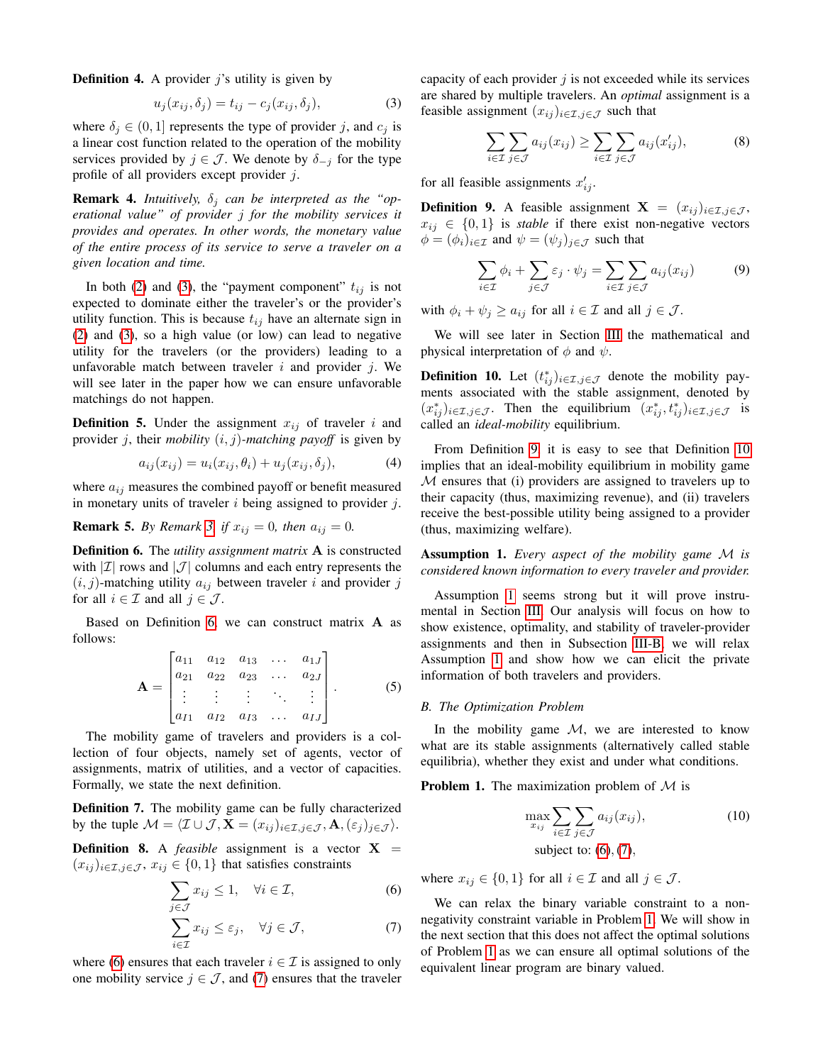**Definition 4.** A provider $j$'s utility is given by

$$u_j(x_{ij}, \delta_j) = t_{ij} - c_j(x_{ij}, \delta_j), \tag{3}$$

where $\delta_j \in (0, 1]$ represents the type of provider $j$, and $c_j$ is a linear cost function related to the operation of the mobility services provided by $j \in \mathcal{J}$. We denote by $\delta_{-j}$ for the type profile of all providers except provider $j$.

**Remark 4.** *Intuitively, $\delta_j$ can be interpreted as the "operational value" of provider $j$ for the mobility services it provides and operates. In other words, the monetary value of the entire process of its service to serve a traveler on a given location and time.*

In both (2) and (3), the "payment component" $t_{ij}$ is not expected to dominate either the traveler's or the provider's utility function. This is because $t_{ij}$ have an alternate sign in (2) and (3), so a high value (or low) can lead to negative utility for the travelers (or the providers) leading to a unfavorable match between traveler $i$ and provider $j$. We will see later in the paper how we can ensure unfavorable matchings do not happen.

**Definition 5.** Under the assignment $x_{ij}$ of traveler $i$ and provider $j$, their *mobility $(i, j)$-matching payoff* is given by

$$a_{ij}(x_{ij}) = u_i(x_{ij}, \theta_i) + u_j(x_{ij}, \delta_j), \tag{4}$$

where $a_{ij}$ measures the combined payoff or benefit measured in monetary units of traveler $i$ being assigned to provider $j$.

**Remark 5.** *By Remark 3, if $x_{ij} = 0$, then $a_{ij} = 0$.*

**Definition 6.** The *utility assignment matrix* $\mathbf{A}$ is constructed with $|\mathcal{I}|$ rows and $|\mathcal{J}|$ columns and each entry represents the $(i, j)$-matching utility $a_{ij}$ between traveler $i$ and provider $j$ for all $i \in \mathcal{I}$ and all $j \in \mathcal{J}$.

Based on Definition 6, we can construct matrix $\mathbf{A}$ as follows:

$$\mathbf{A} = \begin{bmatrix} a_{11} & a_{12} & a_{13} & \dots & a_{1J} \\ a_{21} & a_{22} & a_{23} & \dots & a_{2J} \\ \vdots & \vdots & \vdots & \ddots & \vdots \\ a_{I1} & a_{I2} & a_{I3} & \dots & a_{IJ} \end{bmatrix}. \tag{5}$$

The mobility game of travelers and providers is a collection of four objects, namely set of agents, vector of assignments, matrix of utilities, and a vector of capacities. Formally, we state the next definition.

**Definition 7.** The mobility game can be fully characterized by the tuple $\mathcal{M} = \langle \mathcal{I} \cup \mathcal{J}, \mathbf{X} = (x_{ij})_{i\in\mathcal{I}, j\in\mathcal{J}}, \mathbf{A}, (\varepsilon_j)_{j\in\mathcal{J}} \rangle$.

**Definition 8.** A *feasible* assignment is a vector $\mathbf{X} = (x_{ij})_{i\in\mathcal{I}, j\in\mathcal{J}}$, $x_{ij} \in \{0, 1\}$ that satisfies constraints

$$\sum_{j\in\mathcal{J}} x_{ij} \leq 1, \quad \forall i \in \mathcal{I}, \tag{6}$$

$$\sum_{i\in\mathcal{I}} x_{ij} \leq \varepsilon_j, \quad \forall j \in \mathcal{J}, \tag{7}$$

where (6) ensures that each traveler $i \in \mathcal{I}$ is assigned to only one mobility service $j \in \mathcal{J}$, and (7) ensures that the traveler capacity of each provider $j$ is not exceeded while its services are shared by multiple travelers. An *optimal* assignment is a feasible assignment $(x_{ij})_{i\in\mathcal{I}, j\in\mathcal{J}}$ such that

$$\sum_{i\in\mathcal{I}} \sum_{j\in\mathcal{J}} a_{ij}(x_{ij}) \geq \sum_{i\in\mathcal{I}} \sum_{j\in\mathcal{J}} a_{ij}(x'_{ij}), \tag{8}$$

for all feasible assignments $x'_{ij}$.

**Definition 9.** A feasible assignment $\mathbf{X} = (x_{ij})_{i\in\mathcal{I}, j\in\mathcal{J}}$, $x_{ij} \in \{0, 1\}$ is *stable* if there exist non-negative vectors $\phi = (\phi_i)_{i\in\mathcal{I}}$ and $\psi = (\psi_j)_{j\in\mathcal{J}}$ such that

$$\sum_{i\in\mathcal{I}} \phi_i + \sum_{j\in\mathcal{J}} \varepsilon_j \cdot \psi_j = \sum_{i\in\mathcal{I}} \sum_{j\in\mathcal{J}} a_{ij}(x_{ij}) \tag{9}$$

with $\phi_i + \psi_j \geq a_{ij}$ for all $i \in \mathcal{I}$ and all $j \in \mathcal{J}$.

We will see later in Section III the mathematical and physical interpretation of $\phi$ and $\psi$.

**Definition 10.** Let $(t^*_{ij})_{i\in\mathcal{I}, j\in\mathcal{J}}$ denote the mobility payments associated with the stable assignment, denoted by $(x^*_{ij})_{i\in\mathcal{I}, j\in\mathcal{J}}$. Then the equilibrium $(x^*_{ij}, t^*_{ij})_{i\in\mathcal{I}, j\in\mathcal{J}}$ is called an *ideal-mobility* equilibrium.

From Definition 9, it is easy to see that Definition 10 implies that an ideal-mobility equilibrium in mobility game $\mathcal{M}$ ensures that (i) providers are assigned to travelers up to their capacity (thus, maximizing revenue), and (ii) travelers receive the best-possible utility being assigned to a provider (thus, maximizing welfare).

**Assumption 1.** *Every aspect of the mobility game $\mathcal{M}$ is considered known information to every traveler and provider.*

Assumption 1 seems strong but it will prove instrumental in Section III. Our analysis will focus on how to show existence, optimality, and stability of traveler-provider assignments and then in Subsection III-B, we will relax Assumption 1 and show how we can elicit the private information of both travelers and providers.

### B. The Optimization Problem

In the mobility game $\mathcal{M}$, we are interested to know what are its stable assignments (alternatively called stable equilibria), whether they exist and under what conditions.

**Problem 1.** The maximization problem of $\mathcal{M}$ is

$$\max_{x_{ij}} \sum_{i\in\mathcal{I}} \sum_{j\in\mathcal{J}} a_{ij}(x_{ij}), \tag{10}$$
$$\text{subject to: (6), (7),}$$

where $x_{ij} \in \{0, 1\}$ for all $i \in \mathcal{I}$ and all $j \in \mathcal{J}$.

We can relax the binary variable constraint to a non-negativity constraint variable in Problem 1. We will show in the next section that this does not affect the optimal solutions of Problem 1 as we can ensure all optimal solutions of the equivalent linear program are binary valued.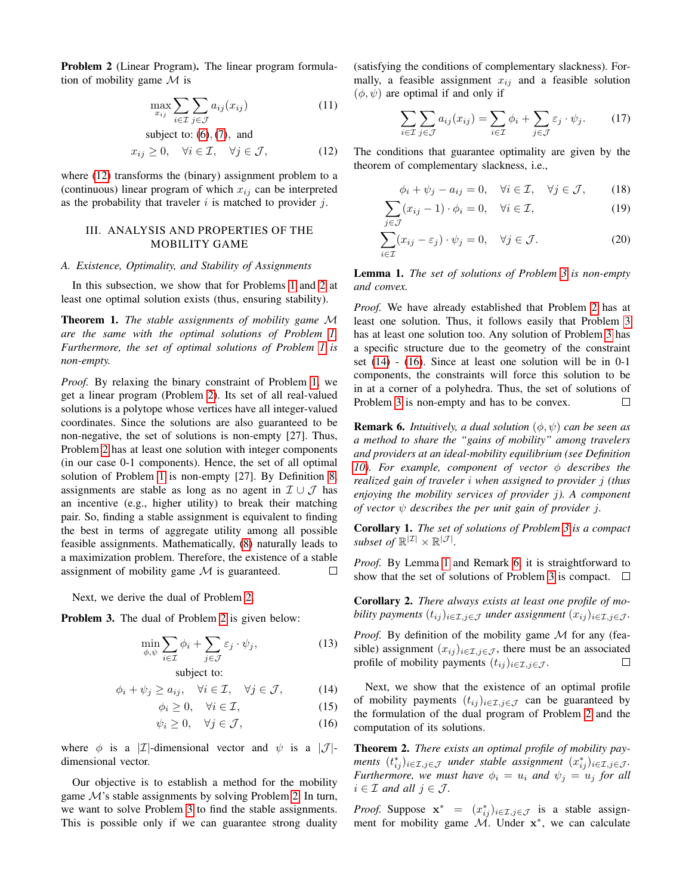**Problem 2** (Linear Program)**.** The linear program formulation of mobility game $\mathcal{M}$ is

$$\max_{x_{ij}} \sum_{i\in\mathcal{I}} \sum_{j\in\mathcal{J}} a_{ij}(x_{ij}) \tag{11}$$

subject to: (6), (7), and

$$x_{ij} \geq 0, \quad \forall i \in \mathcal{I}, \quad \forall j \in \mathcal{J}, \tag{12}$$

where (12) transforms the (binary) assignment problem to a (continuous) linear program of which $x_{ij}$ can be interpreted as the probability that traveler $i$ is matched to provider $j$.

## III. Analysis and Properties of the Mobility Game

### A. Existence, Optimality, and Stability of Assignments

In this subsection, we show that for Problems 1 and 2 at least one optimal solution exists (thus, ensuring stability).

**Theorem 1.** *The stable assignments of mobility game $\mathcal{M}$ are the same with the optimal solutions of Problem 1. Furthermore, the set of optimal solutions of Problem 1 is non-empty.*

*Proof.* By relaxing the binary constraint of Problem 1, we get a linear program (Problem 2). Its set of all real-valued solutions is a polytope whose vertices have all integer-valued coordinates. Since the solutions are also guaranteed to be non-negative, the set of solutions is non-empty [27]. Thus, Problem 2 has at least one solution with integer components (in our case 0-1 components). Hence, the set of all optimal solution of Problem 1 is non-empty [27]. By Definition 8, assignments are stable as long as no agent in $\mathcal{I} \cup \mathcal{J}$ has an incentive (e.g., higher utility) to break their matching pair. So, finding a stable assignment is equivalent to finding the best in terms of aggregate utility among all possible feasible assignments. Mathematically, (8) naturally leads to a maximization problem. Therefore, the existence of a stable assignment of mobility game $\mathcal{M}$ is guaranteed. □

Next, we derive the dual of Problem 2.

**Problem 3.** The dual of Problem 2 is given below:

$$\min_{\phi,\psi} \sum_{i\in\mathcal{I}} \phi_i + \sum_{j\in\mathcal{J}} \varepsilon_j \cdot \psi_j, \tag{13}$$

subject to:

$$\phi_i + \psi_j \geq a_{ij}, \quad \forall i \in \mathcal{I}, \quad \forall j \in \mathcal{J}, \tag{14}$$

$$\phi_i \geq 0, \quad \forall i \in \mathcal{I}, \tag{15}$$

$$\psi_i \geq 0, \quad \forall j \in \mathcal{J}, \tag{16}$$

where $\phi$ is a $|\mathcal{I}|$-dimensional vector and $\psi$ is a $|\mathcal{J}|$-dimensional vector.

Our objective is to establish a method for the mobility game $\mathcal{M}$'s stable assignments by solving Problem 2. In turn, we want to solve Problem 3 to find the stable assignments. This is possible only if we can guarantee strong duality (satisfying the conditions of complementary slackness). Formally, a feasible assignment $x_{ij}$ and a feasible solution $(\phi, \psi)$ are optimal if and only if

$$\sum_{i\in\mathcal{I}} \sum_{j\in\mathcal{J}} a_{ij}(x_{ij}) = \sum_{i\in\mathcal{I}} \phi_i + \sum_{j\in\mathcal{J}} \varepsilon_j \cdot \psi_j. \tag{17}$$

The conditions that guarantee optimality are given by the theorem of complementary slackness, i.e.,

$$\phi_i + \psi_j - a_{ij} = 0, \quad \forall i \in \mathcal{I}, \quad \forall j \in \mathcal{J}, \tag{18}$$

$$\sum_{j\in\mathcal{J}} (x_{ij} - 1) \cdot \phi_i = 0, \quad \forall i \in \mathcal{I}, \tag{19}$$

$$\sum_{i\in\mathcal{I}} (x_{ij} - \varepsilon_j) \cdot \psi_j = 0, \quad \forall j \in \mathcal{J}. \tag{20}$$

**Lemma 1.** *The set of solutions of Problem 3 is non-empty and convex.*

*Proof.* We have already established that Problem 2 has at least one solution. Thus, it follows easily that Problem 3 has at least one solution too. Any solution of Problem 3 has a specific structure due to the geometry of the constraint set (14) - (16). Since at least one solution will be in 0-1 components, the constraints will force this solution to be in at a corner of a polyhedra. Thus, the set of solutions of Problem 3 is non-empty and has to be convex. □

**Remark 6.** *Intuitively, a dual solution $(\phi, \psi)$ can be seen as a method to share the "gains of mobility" among travelers and providers at an ideal-mobility equilibrium (see Definition 10). For example, component of vector $\phi$ describes the realized gain of traveler $i$ when assigned to provider $j$ (thus enjoying the mobility services of provider $j$). A component of vector $\psi$ describes the per unit gain of provider $j$.*

**Corollary 1.** *The set of solutions of Problem 3 is a compact subset of $\mathbb{R}^{|\mathcal{I}|} \times \mathbb{R}^{|\mathcal{J}|}$.*

*Proof.* By Lemma 1 and Remark 6, it is straightforward to show that the set of solutions of Problem 3 is compact. □

**Corollary 2.** *There always exists at least one profile of mobility payments $(t_{ij})_{i\in\mathcal{I},j\in\mathcal{J}}$ under assignment $(x_{ij})_{i\in\mathcal{I},j\in\mathcal{J}}$.*

*Proof.* By definition of the mobility game $\mathcal{M}$ for any (feasible) assignment $(x_{ij})_{i\in\mathcal{I},j\in\mathcal{J}}$, there must be an associated profile of mobility payments $(t_{ij})_{i\in\mathcal{I},j\in\mathcal{J}}$. □

Next, we show that the existence of an optimal profile of mobility payments $(t_{ij})_{i\in\mathcal{I},j\in\mathcal{J}}$ can be guaranteed by the formulation of the dual program of Problem 2 and the computation of its solutions.

**Theorem 2.** *There exists an optimal profile of mobility payments $(t^*_{ij})_{i\in\mathcal{I},j\in\mathcal{J}}$ under stable assignment $(x^*_{ij})_{i\in\mathcal{I},j\in\mathcal{J}}$. Furthermore, we must have $\phi_i = u_i$ and $\psi_j = u_j$ for all $i \in \mathcal{I}$ and all $j \in \mathcal{J}$.*

*Proof.* Suppose $\mathbf{x}^* = (x^*_{ij})_{i\in\mathcal{I},j\in\mathcal{J}}$ is a stable assignment for mobility game $\mathcal{M}$. Under $\mathbf{x}^*$, we can calculate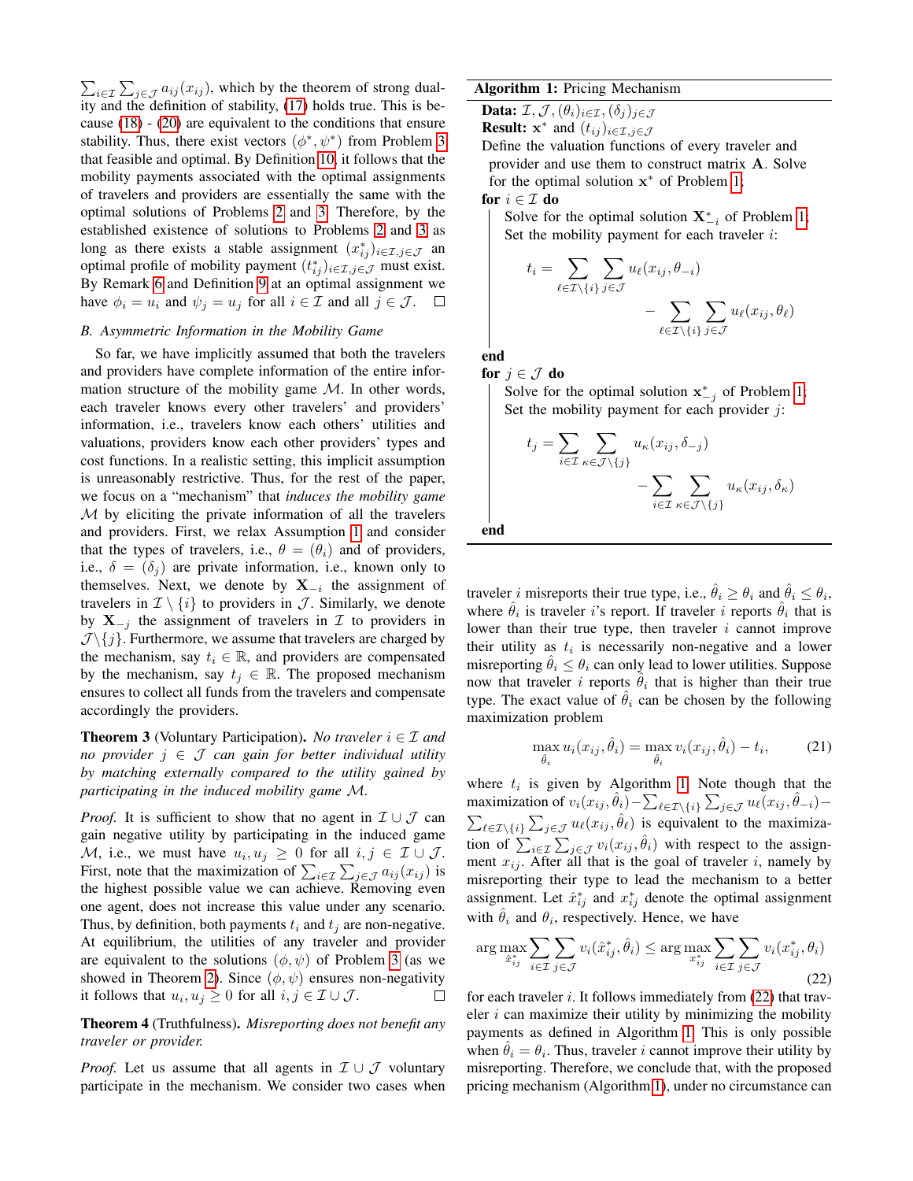$\sum_{i\in\mathcal{I}}\sum_{j\in\mathcal{J}} a_{ij}(x_{ij})$, which by the theorem of strong duality and the definition of stability, (17) holds true. This is because (18) - (20) are equivalent to the conditions that ensure stability. Thus, there exist vectors $(\phi^*, \psi^*)$ from Problem 3 that feasible and optimal. By Definition 10, it follows that the mobility payments associated with the optimal assignments of travelers and providers are essentially the same with the optimal solutions of Problems 2 and 3. Therefore, by the established existence of solutions to Problems 2 and 3 as long as there exists a stable assignment $(x^*_{ij})_{i\in\mathcal{I},j\in\mathcal{J}}$ an optimal profile of mobility payment $(t^*_{ij})_{i\in\mathcal{I},j\in\mathcal{J}}$ must exist. By Remark 6 and Definition 9 at an optimal assignment we have $\phi_i = u_i$ and $\psi_j = u_j$ for all $i \in \mathcal{I}$ and all $j \in \mathcal{J}$. ☐

### B. Asymmetric Information in the Mobility Game

So far, we have implicitly assumed that both the travelers and providers have complete information of the entire information structure of the mobility game $\mathcal{M}$. In other words, each traveler knows every other travelers' and providers' information, i.e., travelers know each others' utilities and valuations, providers know each other providers' types and cost functions. In a realistic setting, this implicit assumption is unreasonably restrictive. Thus, for the rest of the paper, we focus on a "mechanism" that *induces the mobility game* $\mathcal{M}$ by eliciting the private information of all the travelers and providers. First, we relax Assumption 1 and consider that the types of travelers, i.e., $\theta = (\theta_i)$ and of providers, i.e., $\delta = (\delta_j)$ are private information, i.e., known only to themselves. Next, we denote by $\mathbf{X}_{-i}$ the assignment of travelers in $\mathcal{I} \setminus \{i\}$ to providers in $\mathcal{J}$. Similarly, we denote by $\mathbf{X}_{-j}$ the assignment of travelers in $\mathcal{I}$ to providers in $\mathcal{J}\setminus\{j\}$. Furthermore, we assume that travelers are charged by the mechanism, say $t_i \in \mathbb{R}$, and providers are compensated by the mechanism, say $t_j \in \mathbb{R}$. The proposed mechanism ensures to collect all funds from the travelers and compensate accordingly the providers.

**Theorem 3** (Voluntary Participation). *No traveler $i \in \mathcal{I}$ and no provider $j \in \mathcal{J}$ can gain for better individual utility by matching externally compared to the utility gained by participating in the induced mobility game $\mathcal{M}$.*

*Proof.* It is sufficient to show that no agent in $\mathcal{I} \cup \mathcal{J}$ can gain negative utility by participating in the induced game $\mathcal{M}$, i.e., we must have $u_i, u_j \geq 0$ for all $i, j \in \mathcal{I} \cup \mathcal{J}$. First, note that the maximization of $\sum_{i\in\mathcal{I}}\sum_{j\in\mathcal{J}} a_{ij}(x_{ij})$ is the highest possible value we can achieve. Removing even one agent, does not increase this value under any scenario. Thus, by definition, both payments $t_i$ and $t_j$ are non-negative. At equilibrium, the utilities of any traveler and provider are equivalent to the solutions $(\phi, \psi)$ of Problem 3 (as we showed in Theorem 2). Since $(\phi, \psi)$ ensures non-negativity it follows that $u_i, u_j \geq 0$ for all $i, j \in \mathcal{I} \cup \mathcal{J}$. ☐

**Theorem 4** (Truthfulness). *Misreporting does not benefit any traveler or provider.*

*Proof.* Let us assume that all agents in $\mathcal{I} \cup \mathcal{J}$ voluntary participate in the mechanism. We consider two cases when traveler $i$ misreports their true type, i.e., $\hat{\theta}_i \geq \theta_i$ and $\hat{\theta}_i \leq \theta_i$, where $\hat{\theta}_i$ is traveler $i$'s report. If traveler $i$ reports $\hat{\theta}_i$ that is lower than their true type, then traveler $i$ cannot improve their utility as $t_i$ is necessarily non-negative and a lower misreporting $\hat{\theta}_i \leq \theta_i$ can only lead to lower utilities. Suppose now that traveler $i$ reports $\hat{\theta}_i$ that is higher than their true type. The exact value of $\hat{\theta}_i$ can be chosen by the following maximization problem

$$\max_{\hat{\theta}_i} u_i(x_{ij}, \hat{\theta}_i) = \max_{\hat{\theta}_i} v_i(x_{ij}, \hat{\theta}_i) - t_i, \tag{21}$$

where $t_i$ is given by Algorithm 1. Note though that the maximization of $v_i(x_{ij}, \hat{\theta}_i) - \sum_{\ell\in\mathcal{I}\setminus\{i\}}\sum_{j\in\mathcal{J}} u_\ell(x_{ij}, \hat{\theta}_{-i}) - \sum_{\ell\in\mathcal{I}\setminus\{i\}}\sum_{j\in\mathcal{J}} u_\ell(x_{ij}, \hat{\theta}_\ell)$ is equivalent to the maximization of $\sum_{i\in\mathcal{I}}\sum_{j\in\mathcal{J}} v_i(x_{ij}, \hat{\theta}_i)$ with respect to the assignment $x_{ij}$. After all that is the goal of traveler $i$, namely by misreporting their type to lead the mechanism to a better assignment. Let $\hat{x}^*_{ij}$ and $x^*_{ij}$ denote the optimal assignment with $\hat{\theta}_i$ and $\theta_i$, respectively. Hence, we have

$$\arg\max_{\hat{x}^*_{ij}} \sum_{i\in\mathcal{I}}\sum_{j\in\mathcal{J}} v_i(\hat{x}^*_{ij}, \hat{\theta}_i) \leq \arg\max_{x^*_{ij}} \sum_{i\in\mathcal{I}}\sum_{j\in\mathcal{J}} v_i(x^*_{ij}, \theta_i) \tag{22}$$

for each traveler $i$. It follows immediately from (22) that traveler $i$ can maximize their utility by minimizing the mobility payments as defined in Algorithm 1. This is only possible when $\hat{\theta}_i = \theta_i$. Thus, traveler $i$ cannot improve their utility by misreporting. Therefore, we conclude that, with the proposed pricing mechanism (Algorithm 1), under no circumstance can

---

**Algorithm 1:** Pricing Mechanism

**Data:** $\mathcal{I}, \mathcal{J}, (\theta_i)_{i\in\mathcal{I}}, (\delta_j)_{j\in\mathcal{J}}$
**Result:** $\mathbf{x}^*$ and $(t_{ij})_{i\in\mathcal{I},j\in\mathcal{J}}$

Define the valuation functions of every traveler and provider and use them to construct matrix $\mathbf{A}$. Solve for the optimal solution $\mathbf{x}^*$ of Problem 1;

**for** $i \in \mathcal{I}$ **do**
  Solve for the optimal solution $\mathbf{X}^*_{-i}$ of Problem 1;
  Set the mobility payment for each traveler $i$:

$$t_i = \sum_{\ell\in\mathcal{I}\setminus\{i\}}\sum_{j\in\mathcal{J}} u_\ell(x_{ij}, \theta_{-i}) - \sum_{\ell\in\mathcal{I}\setminus\{i\}}\sum_{j\in\mathcal{J}} u_\ell(x_{ij}, \theta_\ell)$$

**end**

**for** $j \in \mathcal{J}$ **do**
  Solve for the optimal solution $\mathbf{x}^*_{-j}$ of Problem 1;
  Set the mobility payment for each provider $j$:

$$t_j = \sum_{i\in\mathcal{I}}\sum_{\kappa\in\mathcal{J}\setminus\{j\}} u_\kappa(x_{ij}, \delta_{-j}) - \sum_{i\in\mathcal{I}}\sum_{\kappa\in\mathcal{J}\setminus\{j\}} u_\kappa(x_{ij}, \delta_\kappa)$$

**end**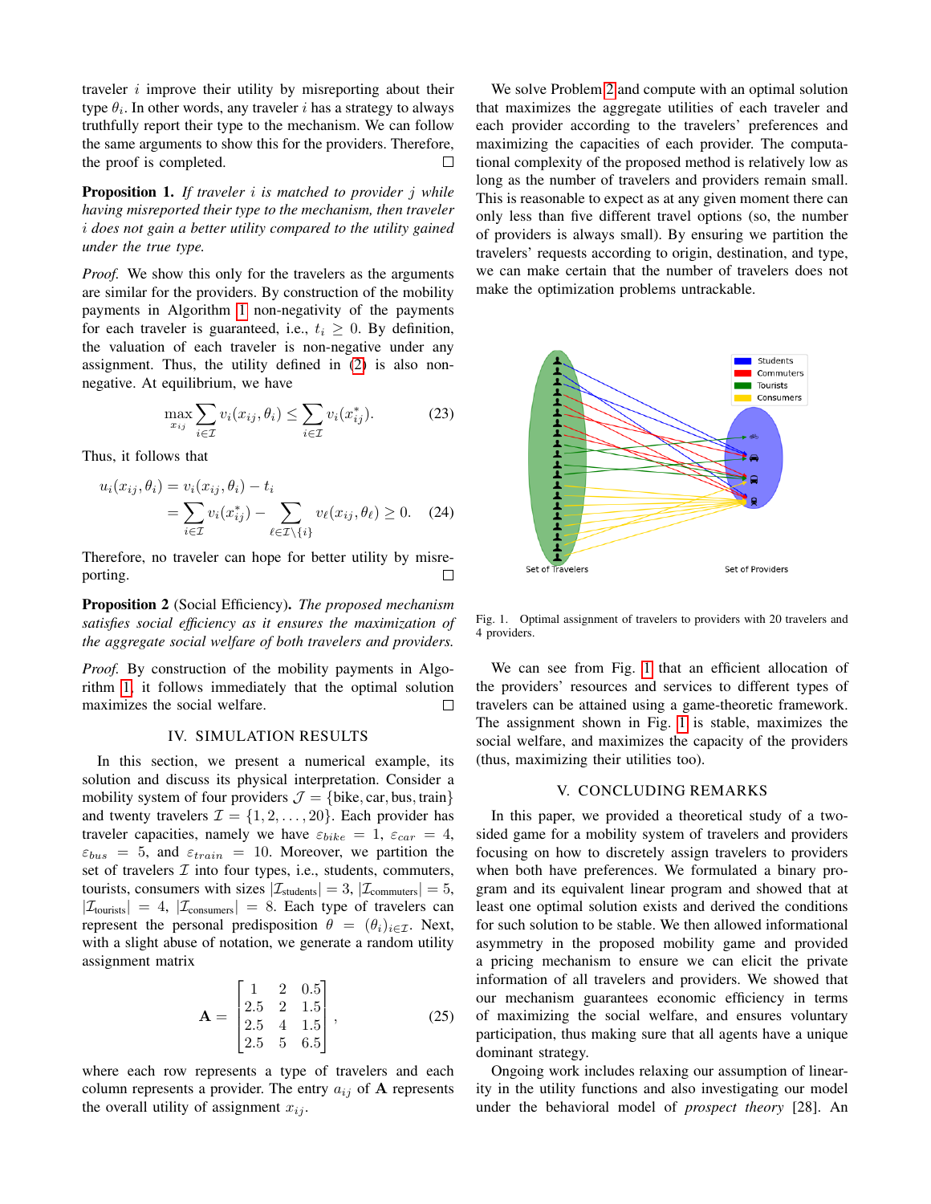traveler $i$ improve their utility by misreporting about their type $\theta_i$. In other words, any traveler $i$ has a strategy to always truthfully report their type to the mechanism. We can follow the same arguments to show this for the providers. Therefore, the proof is completed. □

**Proposition 1.** *If traveler $i$ is matched to provider $j$ while having misreported their type to the mechanism, then traveler $i$ does not gain a better utility compared to the utility gained under the true type.*

*Proof.* We show this only for the travelers as the arguments are similar for the providers. By construction of the mobility payments in Algorithm 1 non-negativity of the payments for each traveler is guaranteed, i.e., $t_i \geq 0$. By definition, the valuation of each traveler is non-negative under any assignment. Thus, the utility defined in (2) is also non-negative. At equilibrium, we have

$$\max_{x_{ij}} \sum_{i \in \mathcal{I}} v_i(x_{ij}, \theta_i) \leq \sum_{i \in \mathcal{I}} v_i(x^*_{ij}). \tag{23}$$

Thus, it follows that

$$\begin{aligned} u_i(x_{ij}, \theta_i) &= v_i(x_{ij}, \theta_i) - t_i \\ &= \sum_{i \in \mathcal{I}} v_i(x^*_{ij}) - \sum_{\ell \in \mathcal{I} \setminus \{i\}} v_\ell(x_{ij}, \theta_\ell) \geq 0. \end{aligned} \tag{24}$$

Therefore, no traveler can hope for better utility by misreporting. □

**Proposition 2** (Social Efficiency). *The proposed mechanism satisfies social efficiency as it ensures the maximization of the aggregate social welfare of both travelers and providers.*

*Proof.* By construction of the mobility payments in Algorithm 1, it follows immediately that the optimal solution maximizes the social welfare. □

## IV. SIMULATION RESULTS

In this section, we present a numerical example, its solution and discuss its physical interpretation. Consider a mobility system of four providers $\mathcal{J} = \{\text{bike}, \text{car}, \text{bus}, \text{train}\}$ and twenty travelers $\mathcal{I} = \{1, 2, \ldots, 20\}$. Each provider has traveler capacities, namely we have $\varepsilon_{bike} = 1$, $\varepsilon_{car} = 4$, $\varepsilon_{bus} = 5$, and $\varepsilon_{train} = 10$. Moreover, we partition the set of travelers $\mathcal{I}$ into four types, i.e., students, commuters, tourists, consumers with sizes $|\mathcal{I}_{\text{students}}| = 3$, $|\mathcal{I}_{\text{commuters}}| = 5$, $|\mathcal{I}_{\text{tourists}}| = 4$, $|\mathcal{I}_{\text{consumers}}| = 8$. Each type of travelers can represent the personal predisposition $\theta = (\theta_i)_{i \in \mathcal{I}}$. Next, with a slight abuse of notation, we generate a random utility assignment matrix

$$\mathbf{A} = \begin{bmatrix} 1 & 2 & 0.5 \\ 2.5 & 2 & 1.5 \\ 2.5 & 4 & 1.5 \\ 2.5 & 5 & 6.5 \end{bmatrix}, \tag{25}$$

where each row represents a type of travelers and each column represents a provider. The entry $a_{ij}$ of $\mathbf{A}$ represents the overall utility of assignment $x_{ij}$.

We solve Problem 2 and compute with an optimal solution that maximizes the aggregate utilities of each traveler and each provider according to the travelers' preferences and maximizing the capacities of each provider. The computational complexity of the proposed method is relatively low as long as the number of travelers and providers remain small. This is reasonable to expect as at any given moment there can only less than five different travel options (so, the number of providers is always small). By ensuring we partition the travelers' requests according to origin, destination, and type, we can make certain that the number of travelers does not make the optimization problems untrackable.

Fig. 1. Optimal assignment of travelers to providers with 20 travelers and 4 providers.

We can see from Fig. 1 that an efficient allocation of the providers' resources and services to different types of travelers can be attained using a game-theoretic framework. The assignment shown in Fig. 1 is stable, maximizes the social welfare, and maximizes the capacity of the providers (thus, maximizing their utilities too).

## V. CONCLUDING REMARKS

In this paper, we provided a theoretical study of a two-sided game for a mobility system of travelers and providers focusing on how to discretely assign travelers to providers when both have preferences. We formulated a binary program and its equivalent linear program and showed that at least one optimal solution exists and derived the conditions for such solution to be stable. We then allowed informational asymmetry in the proposed mobility game and provided a pricing mechanism to ensure we can elicit the private information of all travelers and providers. We showed that our mechanism guarantees economic efficiency in terms of maximizing the social welfare, and ensures voluntary participation, thus making sure that all agents have a unique dominant strategy.

Ongoing work includes relaxing our assumption of linearity in the utility functions and also investigating our model under the behavioral model of *prospect theory* [28]. An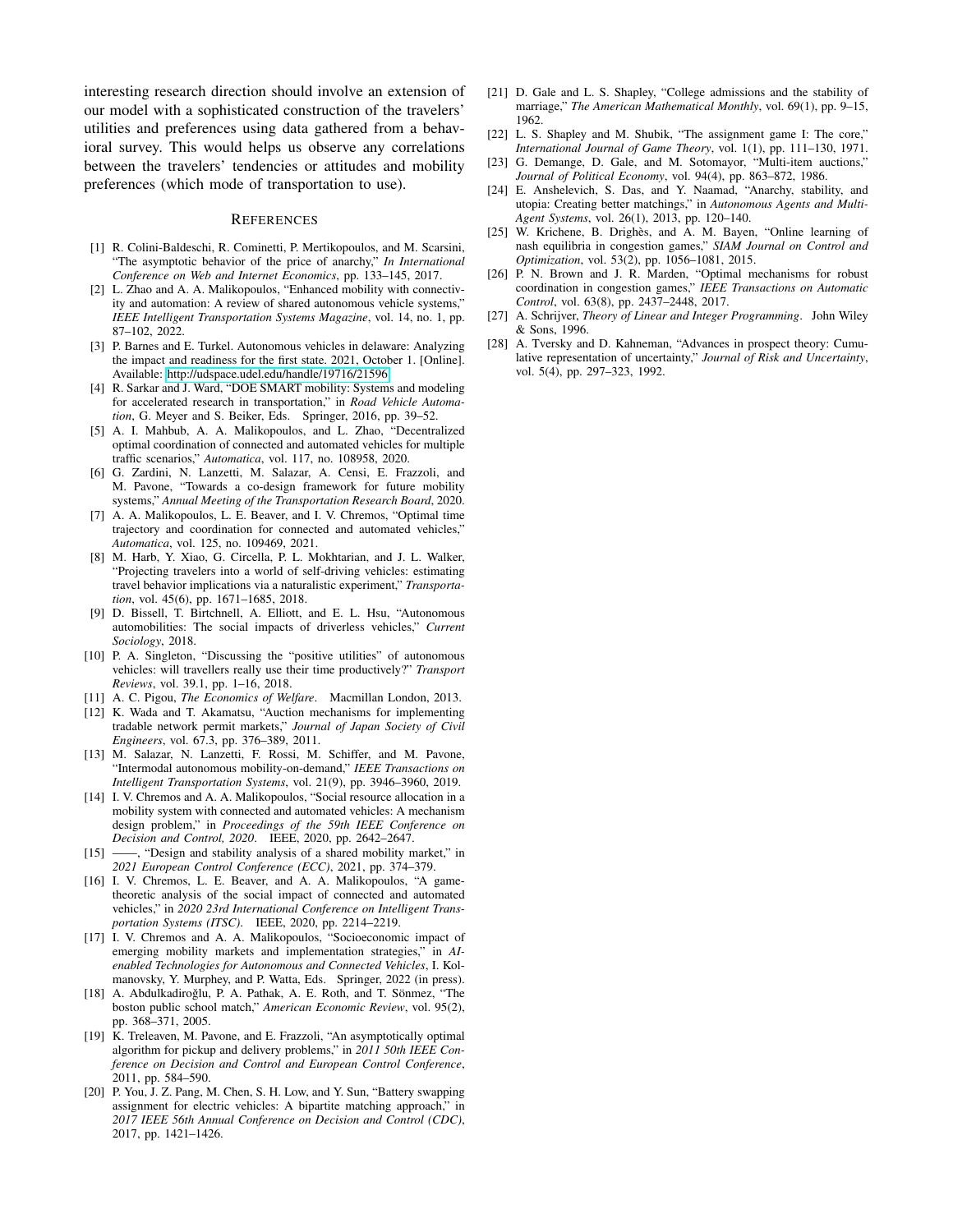interesting research direction should involve an extension of our model with a sophisticated construction of the travelers' utilities and preferences using data gathered from a behavioral survey. This would helps us observe any correlations between the travelers' tendencies or attitudes and mobility preferences (which mode of transportation to use).

## References

[1] R. Colini-Baldeschi, R. Cominetti, P. Mertikopoulos, and M. Scarsini, "The asymptotic behavior of the price of anarchy," *In International Conference on Web and Internet Economics*, pp. 133–145, 2017.

[2] L. Zhao and A. A. Malikopoulos, "Enhanced mobility with connectivity and automation: A review of shared autonomous vehicle systems," *IEEE Intelligent Transportation Systems Magazine*, vol. 14, no. 1, pp. 87–102, 2022.

[3] P. Barnes and E. Turkel. Autonomous vehicles in delaware: Analyzing the impact and readiness for the first state. 2021, October 1. [Online]. Available: http://udspace.udel.edu/handle/19716/21596

[4] R. Sarkar and J. Ward, "DOE SMART mobility: Systems and modeling for accelerated research in transportation," in *Road Vehicle Automation*, G. Meyer and S. Beiker, Eds. Springer, 2016, pp. 39–52.

[5] A. I. Mahbub, A. A. Malikopoulos, and L. Zhao, "Decentralized optimal coordination of connected and automated vehicles for multiple traffic scenarios," *Automatica*, vol. 117, no. 108958, 2020.

[6] G. Zardini, N. Lanzetti, M. Salazar, A. Censi, E. Frazzoli, and M. Pavone, "Towards a co-design framework for future mobility systems," *Annual Meeting of the Transportation Research Board*, 2020.

[7] A. A. Malikopoulos, L. E. Beaver, and I. V. Chremos, "Optimal time trajectory and coordination for connected and automated vehicles," *Automatica*, vol. 125, no. 109469, 2021.

[8] M. Harb, Y. Xiao, G. Circella, P. L. Mokhtarian, and J. L. Walker, "Projecting travelers into a world of self-driving vehicles: estimating travel behavior implications via a naturalistic experiment," *Transportation*, vol. 45(6), pp. 1671–1685, 2018.

[9] D. Bissell, T. Birtchnell, A. Elliott, and E. L. Hsu, "Autonomous automobilities: The social impacts of driverless vehicles," *Current Sociology*, 2018.

[10] P. A. Singleton, "Discussing the "positive utilities" of autonomous vehicles: will travellers really use their time productively?" *Transport Reviews*, vol. 39.1, pp. 1–16, 2018.

[11] A. C. Pigou, *The Economics of Welfare*. Macmillan London, 2013.

[12] K. Wada and T. Akamatsu, "Auction mechanisms for implementing tradable network permit markets," *Journal of Japan Society of Civil Engineers*, vol. 67.3, pp. 376–389, 2011.

[13] M. Salazar, N. Lanzetti, F. Rossi, M. Schiffer, and M. Pavone, "Intermodal autonomous mobility-on-demand," *IEEE Transactions on Intelligent Transportation Systems*, vol. 21(9), pp. 3946–3960, 2019.

[14] I. V. Chremos and A. A. Malikopoulos, "Social resource allocation in a mobility system with connected and automated vehicles: A mechanism design problem," in *Proceedings of the 59th IEEE Conference on Decision and Control, 2020*. IEEE, 2020, pp. 2642–2647.

[15] ——, "Design and stability analysis of a shared mobility market," in *2021 European Control Conference (ECC)*, 2021, pp. 374–379.

[16] I. V. Chremos, L. E. Beaver, and A. A. Malikopoulos, "A game-theoretic analysis of the social impact of connected and automated vehicles," in *2020 23rd International Conference on Intelligent Transportation Systems (ITSC)*. IEEE, 2020, pp. 2214–2219.

[17] I. V. Chremos and A. A. Malikopoulos, "Socioeconomic impact of emerging mobility markets and implementation strategies," in *AI-enabled Technologies for Autonomous and Connected Vehicles*, I. Kolmanovsky, Y. Murphey, and P. Watta, Eds. Springer, 2022 (in press).

[18] A. Abdulkadiroğlu, P. A. Pathak, A. E. Roth, and T. Sönmez, "The boston public school match," *American Economic Review*, vol. 95(2), pp. 368–371, 2005.

[19] K. Treleaven, M. Pavone, and E. Frazzoli, "An asymptotically optimal algorithm for pickup and delivery problems," in *2011 50th IEEE Conference on Decision and Control and European Control Conference*, 2011, pp. 584–590.

[20] P. You, J. Z. Pang, M. Chen, S. H. Low, and Y. Sun, "Battery swapping assignment for electric vehicles: A bipartite matching approach," in *2017 IEEE 56th Annual Conference on Decision and Control (CDC)*, 2017, pp. 1421–1426.

[21] D. Gale and L. S. Shapley, "College admissions and the stability of marriage," *The American Mathematical Monthly*, vol. 69(1), pp. 9–15, 1962.

[22] L. S. Shapley and M. Shubik, "The assignment game I: The core," *International Journal of Game Theory*, vol. 1(1), pp. 111–130, 1971.

[23] G. Demange, D. Gale, and M. Sotomayor, "Multi-item auctions," *Journal of Political Economy*, vol. 94(4), pp. 863–872, 1986.

[24] E. Anshelevich, S. Das, and Y. Naamad, "Anarchy, stability, and utopia: Creating better matchings," in *Autonomous Agents and Multi-Agent Systems*, vol. 26(1), 2013, pp. 120–140.

[25] W. Krichene, B. Drighès, and A. M. Bayen, "Online learning of nash equilibria in congestion games," *SIAM Journal on Control and Optimization*, vol. 53(2), pp. 1056–1081, 2015.

[26] P. N. Brown and J. R. Marden, "Optimal mechanisms for robust coordination in congestion games," *IEEE Transactions on Automatic Control*, vol. 63(8), pp. 2437–2448, 2017.

[27] A. Schrijver, *Theory of Linear and Integer Programming*. John Wiley & Sons, 1996.

[28] A. Tversky and D. Kahneman, "Advances in prospect theory: Cumulative representation of uncertainty," *Journal of Risk and Uncertainty*, vol. 5(4), pp. 297–323, 1992.